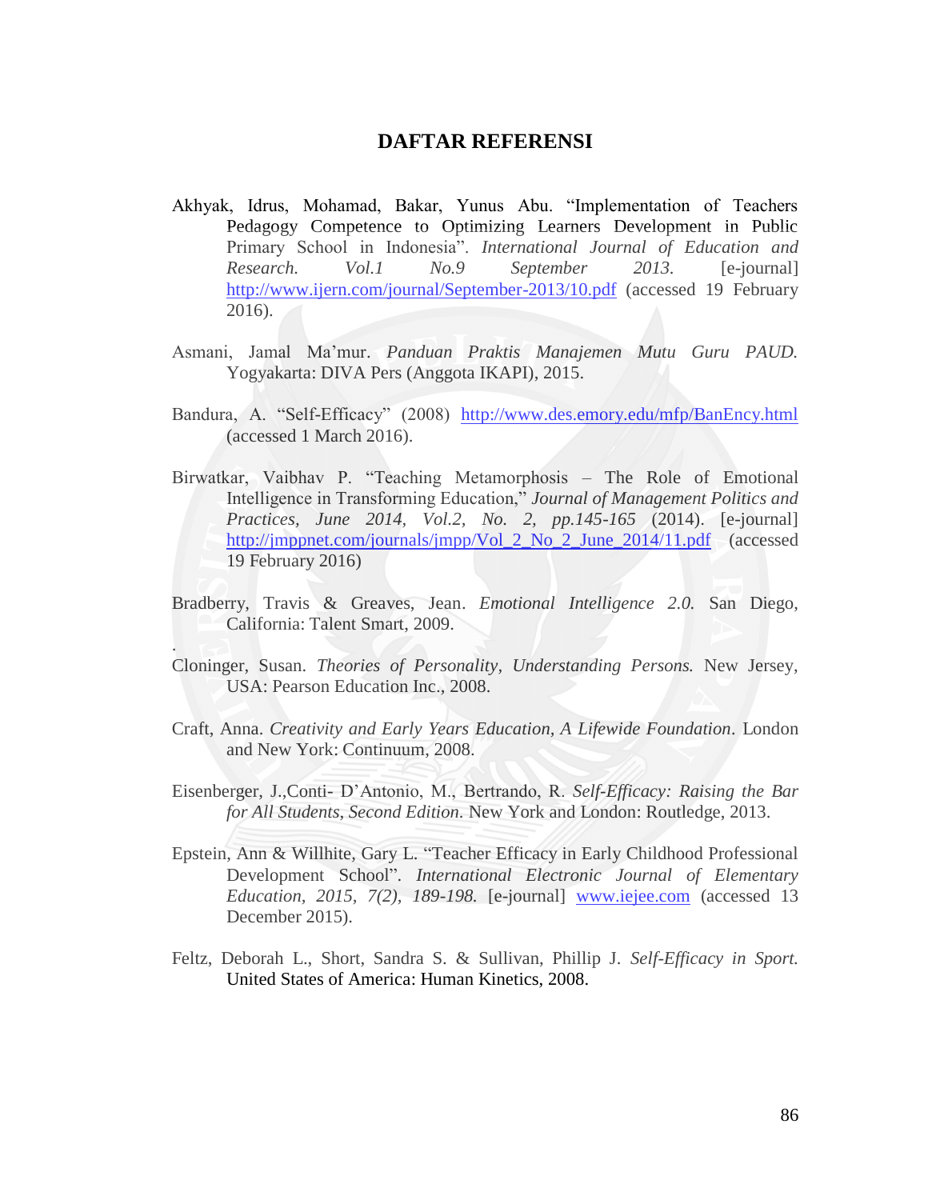# DAFTAR REFERENSI

Akhyak, Idrus, Mohamad, Bakar, Yunus Abu. "Implementation of Teachers Pedagogy Competence to Optimizing Learners Development in Public Primary School in Indonesia". *International Journal of Education and Research. Vol.1 No.9 September 2013.* [e-journal] http://www.ijern.com/journal/September-2013/10.pdf (accessed 19 February 2016).

Asmani, Jamal Ma'mur. *Panduan Praktis Manajemen Mutu Guru PAUD.* Yogyakarta: DIVA Pers (Anggota IKAPI), 2015.

Bandura, A. "Self-Efficacy" (2008) http://www.des.emory.edu/mfp/BanEncy.html (accessed 1 March 2016).

Birwatkar, Vaibhav P. "Teaching Metamorphosis – The Role of Emotional Intelligence in Transforming Education," *Journal of Management Politics and Practices, June 2014, Vol.2, No. 2, pp.145-165* (2014). [e-journal] http://jmppnet.com/journals/jmpp/Vol_2_No_2_June_2014/11.pdf (accessed 19 February 2016)

Bradberry, Travis & Greaves, Jean. *Emotional Intelligence 2.0.* San Diego, California: Talent Smart, 2009.

.

Cloninger, Susan. *Theories of Personality, Understanding Persons.* New Jersey, USA: Pearson Education Inc., 2008.

Craft, Anna. *Creativity and Early Years Education, A Lifewide Foundation*. London and New York: Continuum, 2008.

Eisenberger, J.,Conti- D'Antonio, M., Bertrando, R. *Self-Efficacy: Raising the Bar for All Students, Second Edition.* New York and London: Routledge, 2013.

Epstein, Ann & Willhite, Gary L. "Teacher Efficacy in Early Childhood Professional Development School". *International Electronic Journal of Elementary Education, 2015, 7(2), 189-198.* [e-journal] www.iejee.com (accessed 13 December 2015).

Feltz, Deborah L., Short, Sandra S. & Sullivan, Phillip J. *Self-Efficacy in Sport.* United States of America: Human Kinetics, 2008.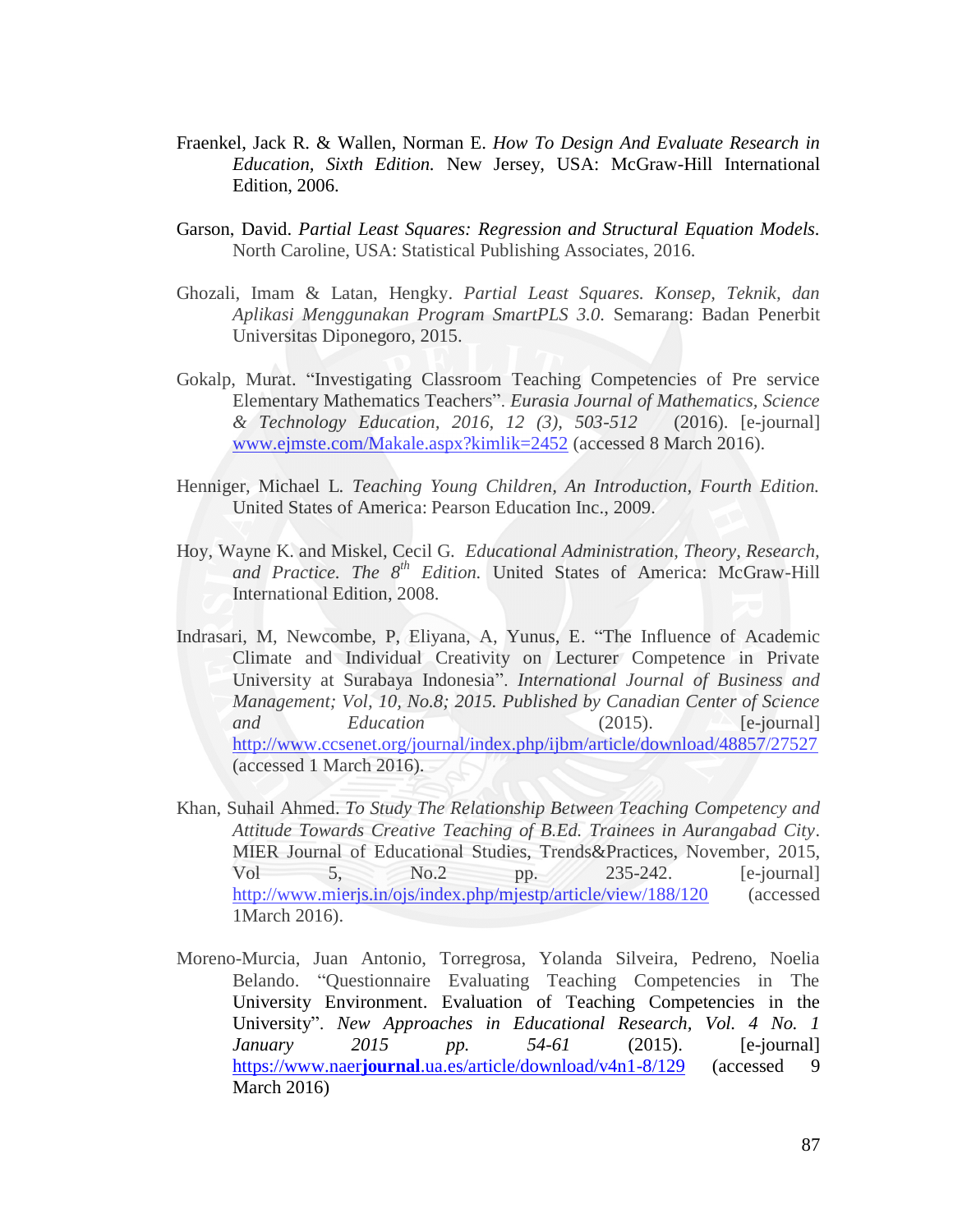Fraenkel, Jack R. & Wallen, Norman E. *How To Design And Evaluate Research in Education, Sixth Edition.* New Jersey, USA: McGraw-Hill International Edition, 2006.

Garson, David. *Partial Least Squares: Regression and Structural Equation Models.* North Caroline, USA: Statistical Publishing Associates, 2016.

Ghozali, Imam & Latan, Hengky. *Partial Least Squares. Konsep, Teknik, dan Aplikasi Menggunakan Program SmartPLS 3.0.* Semarang: Badan Penerbit Universitas Diponegoro, 2015.

Gokalp, Murat. "Investigating Classroom Teaching Competencies of Pre service Elementary Mathematics Teachers". *Eurasia Journal of Mathematics, Science & Technology Education, 2016, 12 (3), 503-512* (2016). [e-journal] www.ejmste.com/Makale.aspx?kimlik=2452 (accessed 8 March 2016).

Henniger, Michael L. *Teaching Young Children, An Introduction, Fourth Edition.* United States of America: Pearson Education Inc., 2009.

Hoy, Wayne K. and Miskel, Cecil G. *Educational Administration, Theory, Research, and Practice. The 8th Edition.* United States of America: McGraw-Hill International Edition, 2008.

Indrasari, M, Newcombe, P, Eliyana, A, Yunus, E. "The Influence of Academic Climate and Individual Creativity on Lecturer Competence in Private University at Surabaya Indonesia". *International Journal of Business and Management; Vol, 10, No.8; 2015. Published by Canadian Center of Science and Education* (2015). [e-journal] http://www.ccsenet.org/journal/index.php/ijbm/article/download/48857/27527 (accessed 1 March 2016).

Khan, Suhail Ahmed. *To Study The Relationship Between Teaching Competency and Attitude Towards Creative Teaching of B.Ed. Trainees in Aurangabad City*. MIER Journal of Educational Studies, Trends&Practices, November, 2015, Vol 5, No.2 pp. 235-242. [e-journal] http://www.mierjs.in/ojs/index.php/mjestp/article/view/188/120 (accessed 1March 2016).

Moreno-Murcia, Juan Antonio, Torregrosa, Yolanda Silveira, Pedreno, Noelia Belando. "Questionnaire Evaluating Teaching Competencies in The University Environment. Evaluation of Teaching Competencies in the University". *New Approaches in Educational Research, Vol. 4 No. 1 January 2015 pp. 54-61* (2015). [e-journal] https://www.naer**journal**.ua.es/article/download/v4n1-8/129 (accessed 9 March 2016)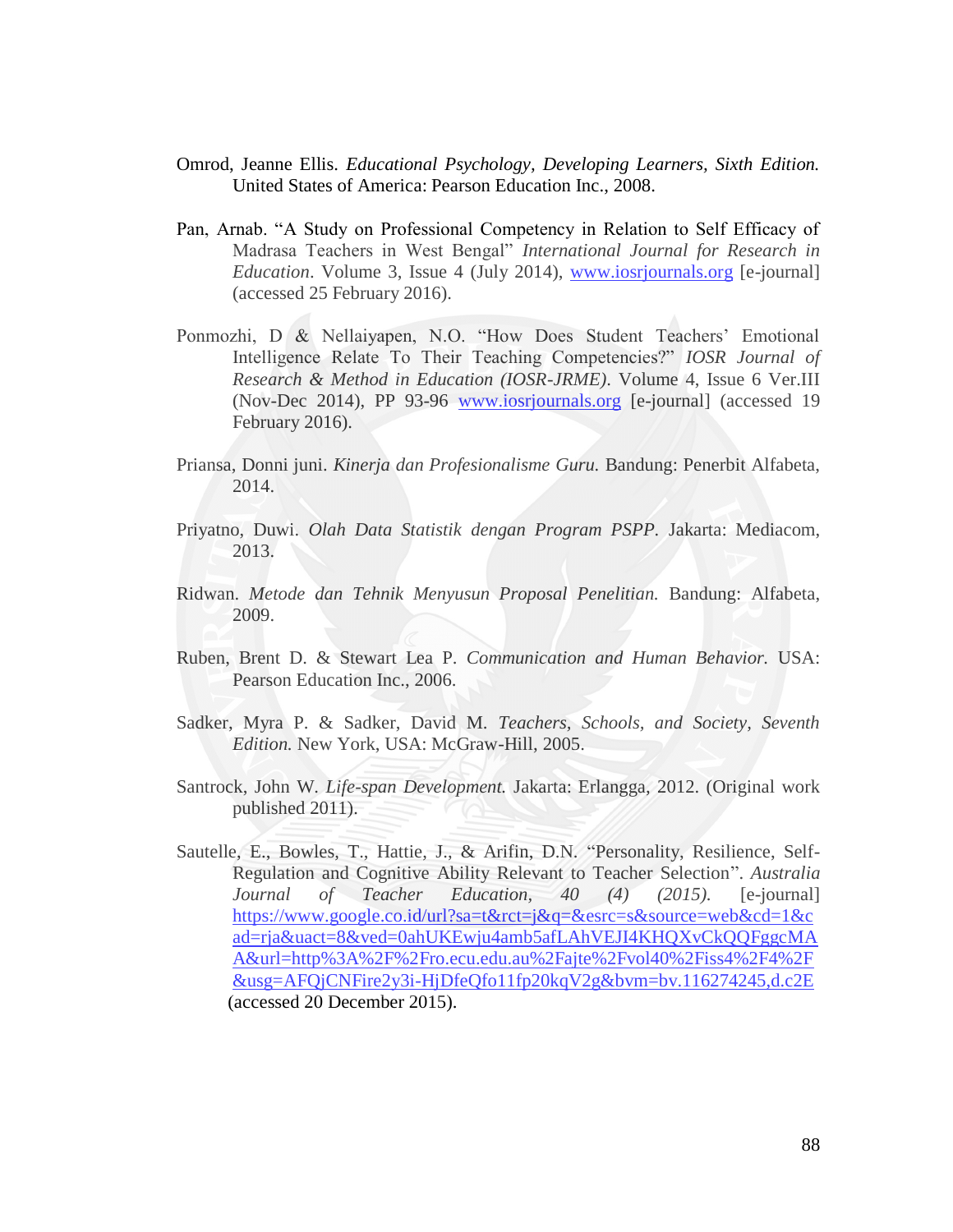Omrod, Jeanne Ellis. *Educational Psychology, Developing Learners, Sixth Edition.* United States of America: Pearson Education Inc., 2008.

Pan, Arnab. "A Study on Professional Competency in Relation to Self Efficacy of Madrasa Teachers in West Bengal" *International Journal for Research in Education*. Volume 3, Issue 4 (July 2014), www.iosrjournals.org [e-journal] (accessed 25 February 2016).

Ponmozhi, D & Nellaiyapen, N.O. "How Does Student Teachers' Emotional Intelligence Relate To Their Teaching Competencies?" *IOSR Journal of Research & Method in Education (IOSR-JRME)*. Volume 4, Issue 6 Ver.III (Nov-Dec 2014), PP 93-96 www.iosrjournals.org [e-journal] (accessed 19 February 2016).

Priansa, Donni juni. *Kinerja dan Profesionalisme Guru.* Bandung: Penerbit Alfabeta, 2014.

Priyatno, Duwi. *Olah Data Statistik dengan Program PSPP*. Jakarta: Mediacom, 2013.

Ridwan. *Metode dan Tehnik Menyusun Proposal Penelitian.* Bandung: Alfabeta, 2009.

Ruben, Brent D. & Stewart Lea P. *Communication and Human Behavior.* USA: Pearson Education Inc., 2006.

Sadker, Myra P. & Sadker, David M. *Teachers, Schools, and Society, Seventh Edition.* New York, USA: McGraw-Hill, 2005.

Santrock, John W. *Life-span Development.* Jakarta: Erlangga, 2012. (Original work published 2011).

Sautelle, E., Bowles, T., Hattie, J., & Arifin, D.N. "Personality, Resilience, Self-Regulation and Cognitive Ability Relevant to Teacher Selection". *Australia Journal of Teacher Education, 40 (4) (2015).* [e-journal] https://www.google.co.id/url?sa=t&rct=j&q=&esrc=s&source=web&cd=1&cad=rja&uact=8&ved=0ahUKEwju4amb5afLAhVEJI4KHQXvCkQQFggcMAA&url=http%3A%2F%2Fro.ecu.edu.au%2Fajte%2Fvol40%2Fiss4%2F4%2F&usg=AFQjCNFire2y3i-HjDfeQfo11fp20kqV2g&bvm=bv.116274245,d.c2E (accessed 20 December 2015).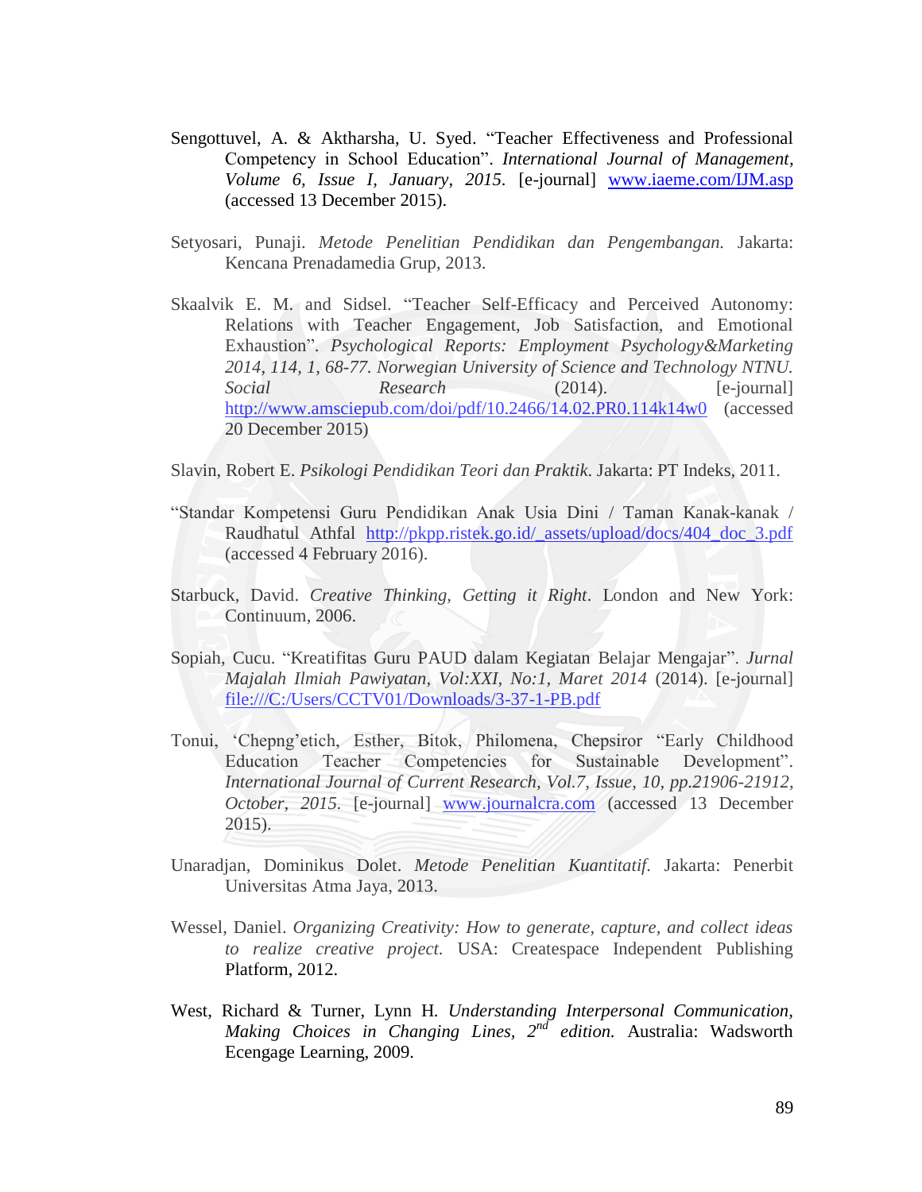Sengottuvel, A. & Aktharsha, U. Syed. "Teacher Effectiveness and Professional Competency in School Education". *International Journal of Management, Volume 6, Issue I, January, 2015*. [e-journal] www.iaeme.com/IJM.asp (accessed 13 December 2015).

Setyosari, Punaji. *Metode Penelitian Pendidikan dan Pengembangan.* Jakarta: Kencana Prenadamedia Grup, 2013.

Skaalvik E. M. and Sidsel. "Teacher Self-Efficacy and Perceived Autonomy: Relations with Teacher Engagement, Job Satisfaction, and Emotional Exhaustion". *Psychological Reports: Employment Psychology&Marketing 2014, 114, 1, 68-77. Norwegian University of Science and Technology NTNU. Social Research* (2014). [e-journal] http://www.amsciepub.com/doi/pdf/10.2466/14.02.PR0.114k14w0 (accessed 20 December 2015)

Slavin, Robert E. *Psikologi Pendidikan Teori dan Praktik*. Jakarta: PT Indeks, 2011.

"Standar Kompetensi Guru Pendidikan Anak Usia Dini / Taman Kanak-kanak / Raudhatul Athfal http://pkpp.ristek.go.id/_assets/upload/docs/404_doc_3.pdf (accessed 4 February 2016).

Starbuck, David. *Creative Thinking, Getting it Right*. London and New York: Continuum, 2006.

Sopiah, Cucu. "Kreatifitas Guru PAUD dalam Kegiatan Belajar Mengajar". *Jurnal Majalah Ilmiah Pawiyatan, Vol:XXI, No:1, Maret 2014* (2014). [e-journal] file:///C:/Users/CCTV01/Downloads/3-37-1-PB.pdf

Tonui, 'Chepng'etich, Esther, Bitok, Philomena, Chepsiror "Early Childhood Education Teacher Competencies for Sustainable Development". *International Journal of Current Research, Vol.7, Issue, 10, pp.21906-21912, October, 2015.* [e-journal] www.journalcra.com (accessed 13 December 2015).

Unaradjan, Dominikus Dolet. *Metode Penelitian Kuantitatif.* Jakarta: Penerbit Universitas Atma Jaya, 2013.

Wessel, Daniel. *Organizing Creativity: How to generate, capture, and collect ideas to realize creative project.* USA: Createspace Independent Publishing Platform, 2012.

West, Richard & Turner, Lynn H. *Understanding Interpersonal Communication, Making Choices in Changing Lines, 2nd edition.* Australia: Wadsworth Ecengage Learning, 2009.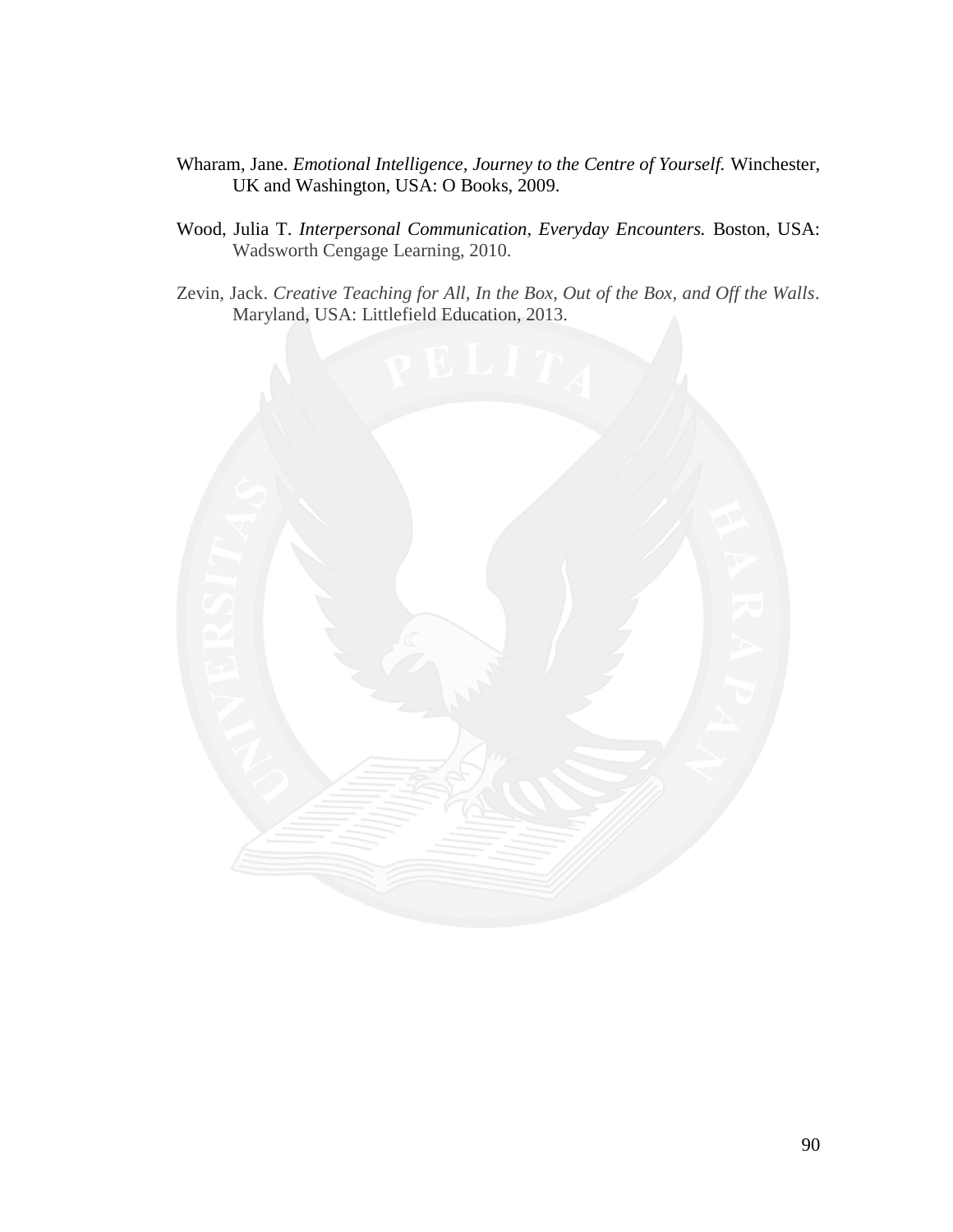Wharam, Jane. *Emotional Intelligence, Journey to the Centre of Yourself.* Winchester, UK and Washington, USA: O Books, 2009.

Wood, Julia T. *Interpersonal Communication, Everyday Encounters.* Boston, USA: Wadsworth Cengage Learning, 2010.

Zevin, Jack. *Creative Teaching for All, In the Box, Out of the Box, and Off the Walls*. Maryland, USA: Littlefield Education, 2013.